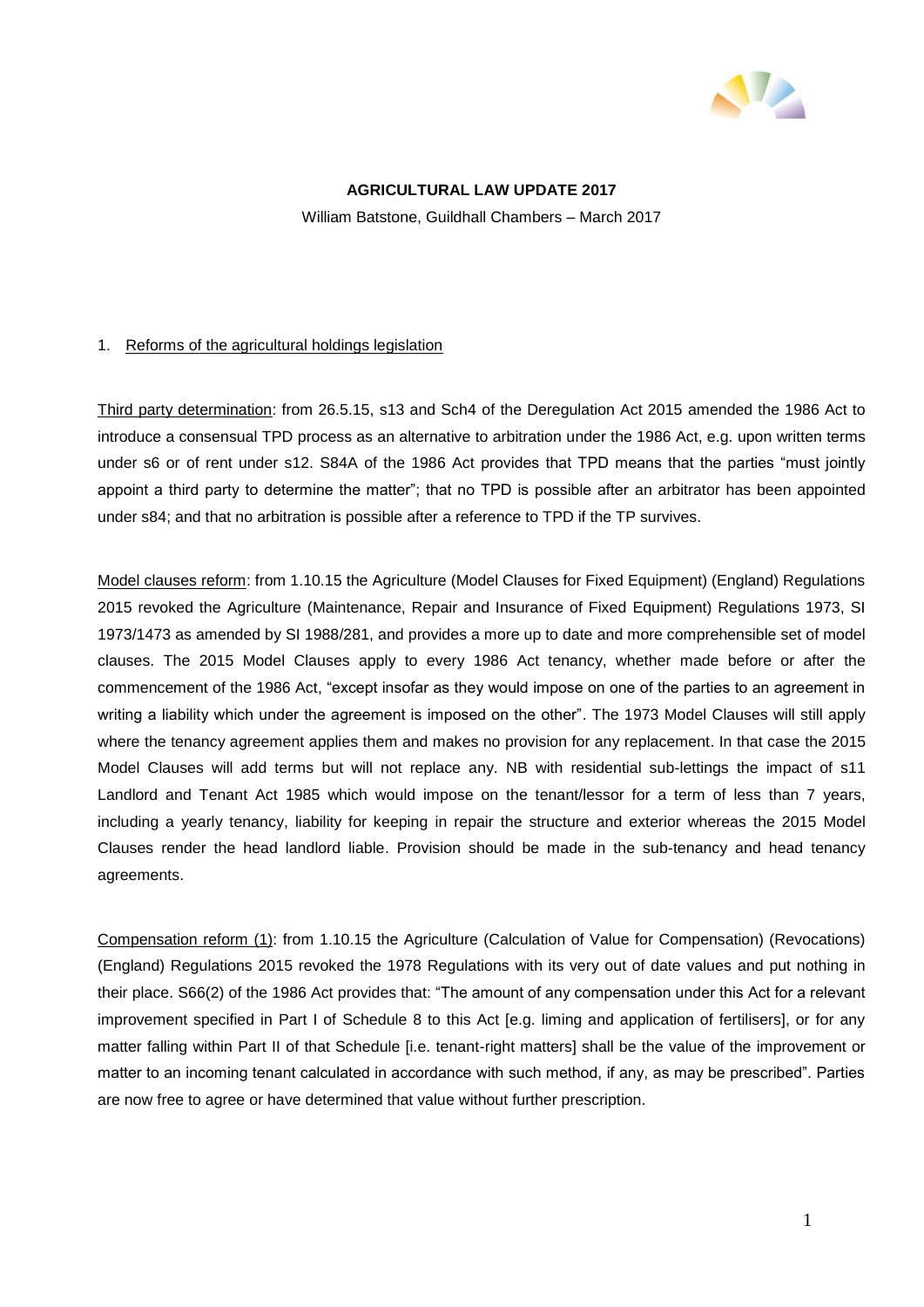**AGRICULTURAL LAW UPDATE 2017**

William Batstone, Guildhall Chambers – March 2017

## 1. Reforms of the agricultural holdings legislation

Third party determination: from 26.5.15, s13 and Sch4 of the Deregulation Act 2015 amended the 1986 Act to introduce a consensual TPD process as an alternative to arbitration under the 1986 Act, e.g. upon written terms under s6 or of rent under s12. S84A of the 1986 Act provides that TPD means that the parties "must jointly appoint a third party to determine the matter"; that no TPD is possible after an arbitrator has been appointed under s84; and that no arbitration is possible after a reference to TPD if the TP survives.

Model clauses reform: from 1.10.15 the Agriculture (Model Clauses for Fixed Equipment) (England) Regulations 2015 revoked the Agriculture (Maintenance, Repair and Insurance of Fixed Equipment) Regulations 1973, SI 1973/1473 as amended by SI 1988/281, and provides a more up to date and more comprehensible set of model clauses. The 2015 Model Clauses apply to every 1986 Act tenancy, whether made before or after the commencement of the 1986 Act, "except insofar as they would impose on one of the parties to an agreement in writing a liability which under the agreement is imposed on the other". The 1973 Model Clauses will still apply where the tenancy agreement applies them and makes no provision for any replacement. In that case the 2015 Model Clauses will add terms but will not replace any. NB with residential sub-lettings the impact of s11 Landlord and Tenant Act 1985 which would impose on the tenant/lessor for a term of less than 7 years, including a yearly tenancy, liability for keeping in repair the structure and exterior whereas the 2015 Model Clauses render the head landlord liable. Provision should be made in the sub-tenancy and head tenancy agreements.

Compensation reform (1): from 1.10.15 the Agriculture (Calculation of Value for Compensation) (Revocations) (England) Regulations 2015 revoked the 1978 Regulations with its very out of date values and put nothing in their place. S66(2) of the 1986 Act provides that: "The amount of any compensation under this Act for a relevant improvement specified in Part I of Schedule 8 to this Act [e.g. liming and application of fertilisers], or for any matter falling within Part II of that Schedule [i.e. tenant-right matters] shall be the value of the improvement or matter to an incoming tenant calculated in accordance with such method, if any, as may be prescribed". Parties are now free to agree or have determined that value without further prescription.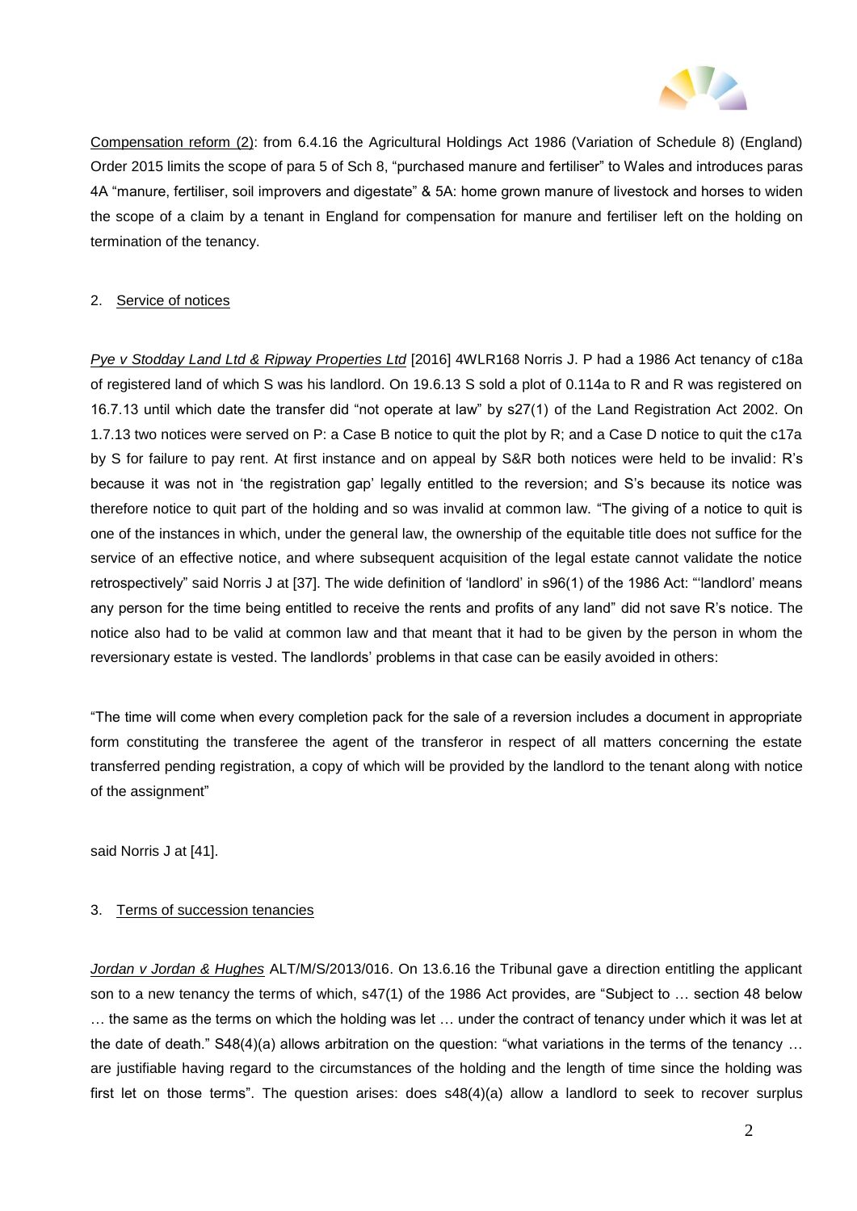Compensation reform (2): from 6.4.16 the Agricultural Holdings Act 1986 (Variation of Schedule 8) (England) Order 2015 limits the scope of para 5 of Sch 8, "purchased manure and fertiliser" to Wales and introduces paras 4A "manure, fertiliser, soil improvers and digestate" & 5A: home grown manure of livestock and horses to widen the scope of a claim by a tenant in England for compensation for manure and fertiliser left on the holding on termination of the tenancy.

## 2. Service of notices

*Pye v Stodday Land Ltd & Ripway Properties Ltd* [2016] 4WLR168 Norris J. P had a 1986 Act tenancy of c18a of registered land of which S was his landlord. On 19.6.13 S sold a plot of 0.114a to R and R was registered on 16.7.13 until which date the transfer did "not operate at law" by s27(1) of the Land Registration Act 2002. On 1.7.13 two notices were served on P: a Case B notice to quit the plot by R; and a Case D notice to quit the c17a by S for failure to pay rent. At first instance and on appeal by S&R both notices were held to be invalid: R's because it was not in 'the registration gap' legally entitled to the reversion; and S's because its notice was therefore notice to quit part of the holding and so was invalid at common law. "The giving of a notice to quit is one of the instances in which, under the general law, the ownership of the equitable title does not suffice for the service of an effective notice, and where subsequent acquisition of the legal estate cannot validate the notice retrospectively" said Norris J at [37]. The wide definition of 'landlord' in s96(1) of the 1986 Act: "'landlord' means any person for the time being entitled to receive the rents and profits of any land" did not save R's notice. The notice also had to be valid at common law and that meant that it had to be given by the person in whom the reversionary estate is vested. The landlords' problems in that case can be easily avoided in others:

"The time will come when every completion pack for the sale of a reversion includes a document in appropriate form constituting the transferee the agent of the transferor in respect of all matters concerning the estate transferred pending registration, a copy of which will be provided by the landlord to the tenant along with notice of the assignment"

said Norris J at [41].

## 3. Terms of succession tenancies

*Jordan v Jordan & Hughes* ALT/M/S/2013/016. On 13.6.16 the Tribunal gave a direction entitling the applicant son to a new tenancy the terms of which, s47(1) of the 1986 Act provides, are "Subject to … section 48 below … the same as the terms on which the holding was let … under the contract of tenancy under which it was let at the date of death." S48(4)(a) allows arbitration on the question: "what variations in the terms of the tenancy … are justifiable having regard to the circumstances of the holding and the length of time since the holding was first let on those terms". The question arises: does s48(4)(a) allow a landlord to seek to recover surplus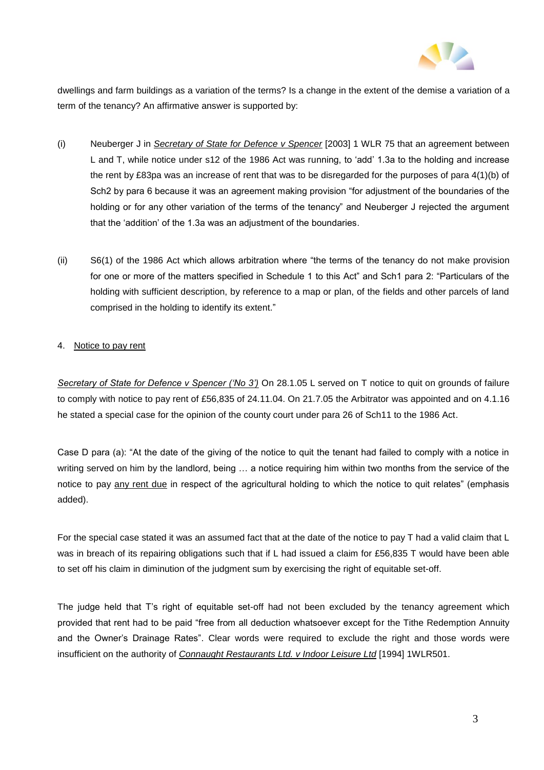dwellings and farm buildings as a variation of the terms? Is a change in the extent of the demise a variation of a term of the tenancy? An affirmative answer is supported by:

(i) Neuberger J in *Secretary of State for Defence v Spencer* [2003] 1 WLR 75 that an agreement between L and T, while notice under s12 of the 1986 Act was running, to 'add' 1.3a to the holding and increase the rent by £83pa was an increase of rent that was to be disregarded for the purposes of para 4(1)(b) of Sch2 by para 6 because it was an agreement making provision "for adjustment of the boundaries of the holding or for any other variation of the terms of the tenancy" and Neuberger J rejected the argument that the 'addition' of the 1.3a was an adjustment of the boundaries.

(ii) S6(1) of the 1986 Act which allows arbitration where "the terms of the tenancy do not make provision for one or more of the matters specified in Schedule 1 to this Act" and Sch1 para 2: "Particulars of the holding with sufficient description, by reference to a map or plan, of the fields and other parcels of land comprised in the holding to identify its extent."

4. Notice to pay rent

*Secretary of State for Defence v Spencer ('No 3')* On 28.1.05 L served on T notice to quit on grounds of failure to comply with notice to pay rent of £56,835 of 24.11.04. On 21.7.05 the Arbitrator was appointed and on 4.1.16 he stated a special case for the opinion of the county court under para 26 of Sch11 to the 1986 Act.

Case D para (a): "At the date of the giving of the notice to quit the tenant had failed to comply with a notice in writing served on him by the landlord, being … a notice requiring him within two months from the service of the notice to pay any rent due in respect of the agricultural holding to which the notice to quit relates" (emphasis added).

For the special case stated it was an assumed fact that at the date of the notice to pay T had a valid claim that L was in breach of its repairing obligations such that if L had issued a claim for £56,835 T would have been able to set off his claim in diminution of the judgment sum by exercising the right of equitable set-off.

The judge held that T's right of equitable set-off had not been excluded by the tenancy agreement which provided that rent had to be paid "free from all deduction whatsoever except for the Tithe Redemption Annuity and the Owner's Drainage Rates". Clear words were required to exclude the right and those words were insufficient on the authority of *Connaught Restaurants Ltd. v Indoor Leisure Ltd* [1994] 1WLR501.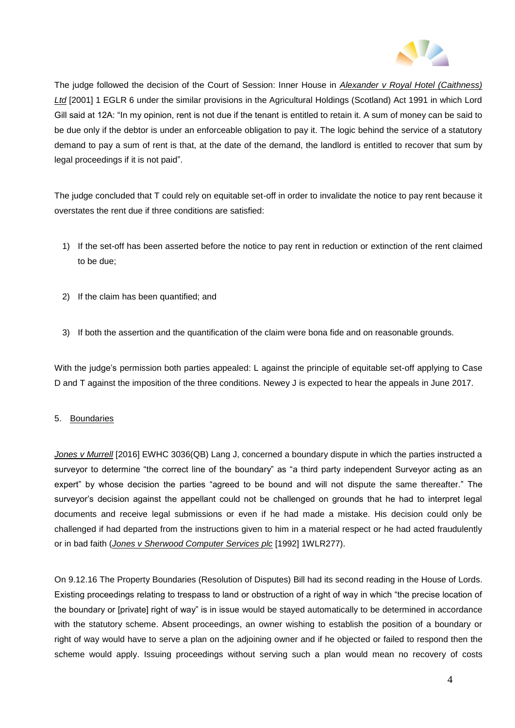The judge followed the decision of the Court of Session: Inner House in *Alexander v Royal Hotel (Caithness) Ltd* [2001] 1 EGLR 6 under the similar provisions in the Agricultural Holdings (Scotland) Act 1991 in which Lord Gill said at 12A: "In my opinion, rent is not due if the tenant is entitled to retain it. A sum of money can be said to be due only if the debtor is under an enforceable obligation to pay it. The logic behind the service of a statutory demand to pay a sum of rent is that, at the date of the demand, the landlord is entitled to recover that sum by legal proceedings if it is not paid".

The judge concluded that T could rely on equitable set-off in order to invalidate the notice to pay rent because it overstates the rent due if three conditions are satisfied:

1) If the set-off has been asserted before the notice to pay rent in reduction or extinction of the rent claimed to be due;
2) If the claim has been quantified; and
3) If both the assertion and the quantification of the claim were bona fide and on reasonable grounds.

With the judge's permission both parties appealed: L against the principle of equitable set-off applying to Case D and T against the imposition of the three conditions. Newey J is expected to hear the appeals in June 2017.

## 5. Boundaries

*Jones v Murrell* [2016] EWHC 3036(QB) Lang J, concerned a boundary dispute in which the parties instructed a surveyor to determine "the correct line of the boundary" as "a third party independent Surveyor acting as an expert" by whose decision the parties "agreed to be bound and will not dispute the same thereafter." The surveyor's decision against the appellant could not be challenged on grounds that he had to interpret legal documents and receive legal submissions or even if he had made a mistake. His decision could only be challenged if had departed from the instructions given to him in a material respect or he had acted fraudulently or in bad faith (*Jones v Sherwood Computer Services plc* [1992] 1WLR277).

On 9.12.16 The Property Boundaries (Resolution of Disputes) Bill had its second reading in the House of Lords. Existing proceedings relating to trespass to land or obstruction of a right of way in which "the precise location of the boundary or [private] right of way" is in issue would be stayed automatically to be determined in accordance with the statutory scheme. Absent proceedings, an owner wishing to establish the position of a boundary or right of way would have to serve a plan on the adjoining owner and if he objected or failed to respond then the scheme would apply. Issuing proceedings without serving such a plan would mean no recovery of costs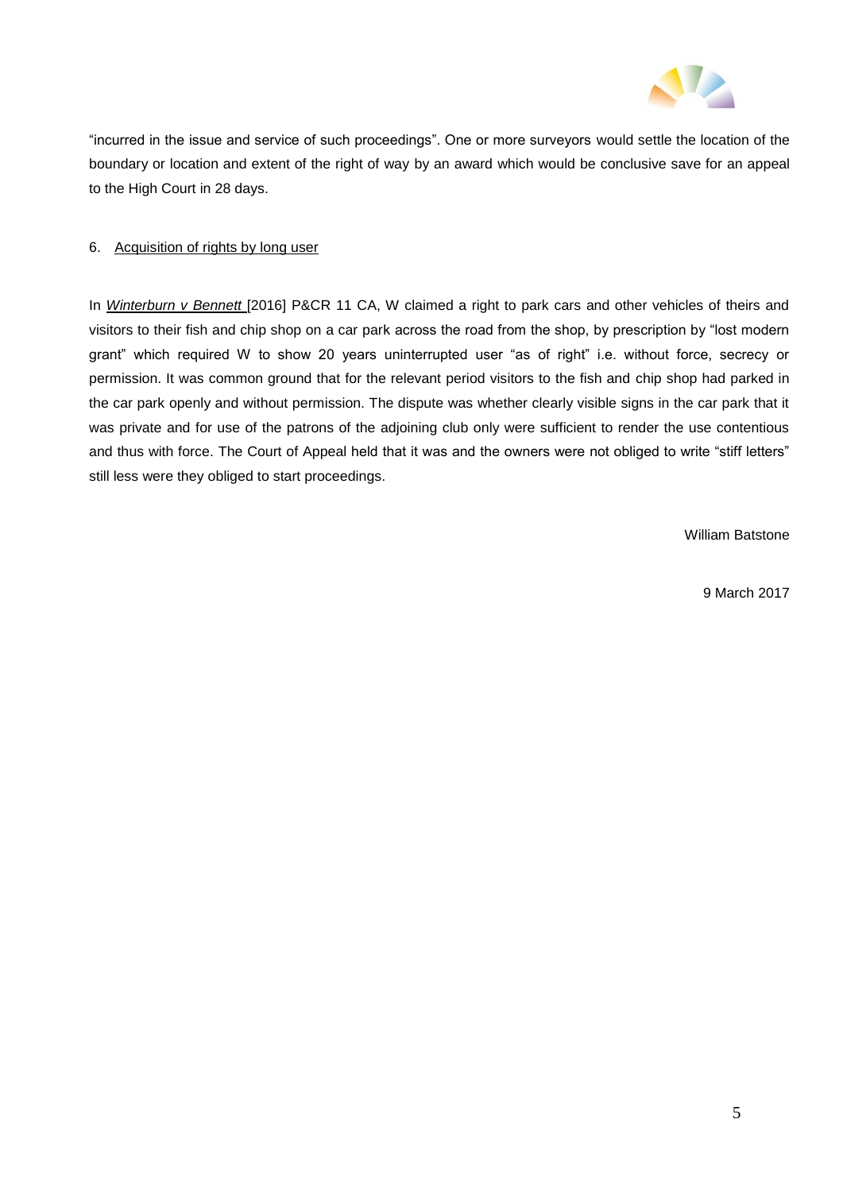"incurred in the issue and service of such proceedings". One or more surveyors would settle the location of the boundary or location and extent of the right of way by an award which would be conclusive save for an appeal to the High Court in 28 days.

## 6. Acquisition of rights by long user

In ***Winterburn v Bennett*** [2016] P&CR 11 CA, W claimed a right to park cars and other vehicles of theirs and visitors to their fish and chip shop on a car park across the road from the shop, by prescription by "lost modern grant" which required W to show 20 years uninterrupted user "as of right" i.e. without force, secrecy or permission. It was common ground that for the relevant period visitors to the fish and chip shop had parked in the car park openly and without permission. The dispute was whether clearly visible signs in the car park that it was private and for use of the patrons of the adjoining club only were sufficient to render the use contentious and thus with force. The Court of Appeal held that it was and the owners were not obliged to write "stiff letters" still less were they obliged to start proceedings.

William Batstone

9 March 2017